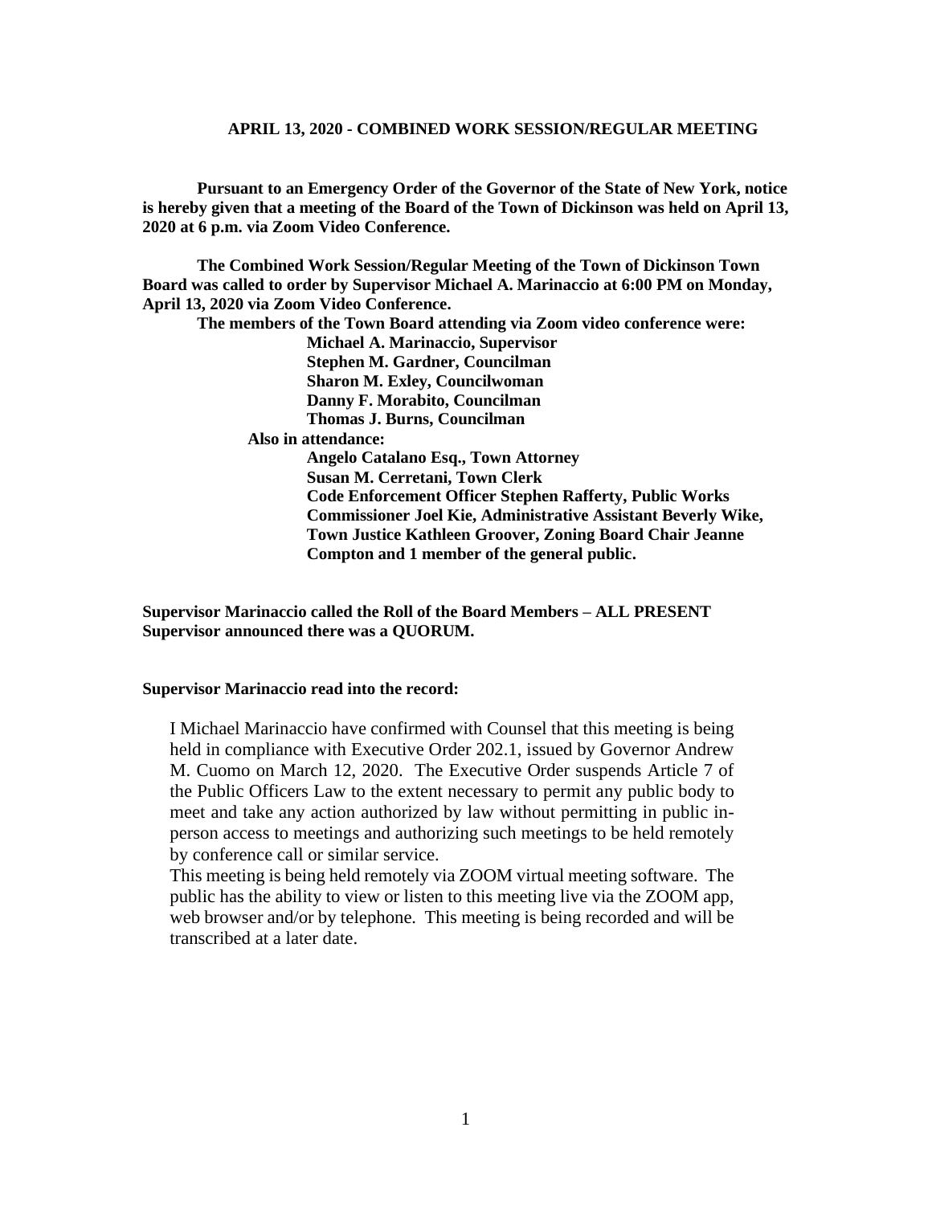**APRIL 13, 2020 - COMBINED WORK SESSION/REGULAR MEETING**

**Pursuant to an Emergency Order of the Governor of the State of New York, notice is hereby given that a meeting of the Board of the Town of Dickinson was held on April 13, 2020 at 6 p.m. via Zoom Video Conference.**

**The Combined Work Session/Regular Meeting of the Town of Dickinson Town Board was called to order by Supervisor Michael A. Marinaccio at 6:00 PM on Monday, April 13, 2020 via Zoom Video Conference.**

**The members of the Town Board attending via Zoom video conference were:**

**Michael A. Marinaccio, Supervisor**
**Stephen M. Gardner, Councilman**
**Sharon M. Exley, Councilwoman**
**Danny F. Morabito, Councilman**
**Thomas J. Burns, Councilman**

**Also in attendance:**

**Angelo Catalano Esq., Town Attorney**
**Susan M. Cerretani, Town Clerk**
**Code Enforcement Officer Stephen Rafferty, Public Works Commissioner Joel Kie, Administrative Assistant Beverly Wike, Town Justice Kathleen Groover, Zoning Board Chair Jeanne Compton and 1 member of the general public.**

**Supervisor Marinaccio called the Roll of the Board Members – ALL PRESENT**
**Supervisor announced there was a QUORUM.**

**Supervisor Marinaccio read into the record:**

I Michael Marinaccio have confirmed with Counsel that this meeting is being held in compliance with Executive Order 202.1, issued by Governor Andrew M. Cuomo on March 12, 2020. The Executive Order suspends Article 7 of the Public Officers Law to the extent necessary to permit any public body to meet and take any action authorized by law without permitting in public in-person access to meetings and authorizing such meetings to be held remotely by conference call or similar service.

This meeting is being held remotely via ZOOM virtual meeting software. The public has the ability to view or listen to this meeting live via the ZOOM app, web browser and/or by telephone. This meeting is being recorded and will be transcribed at a later date.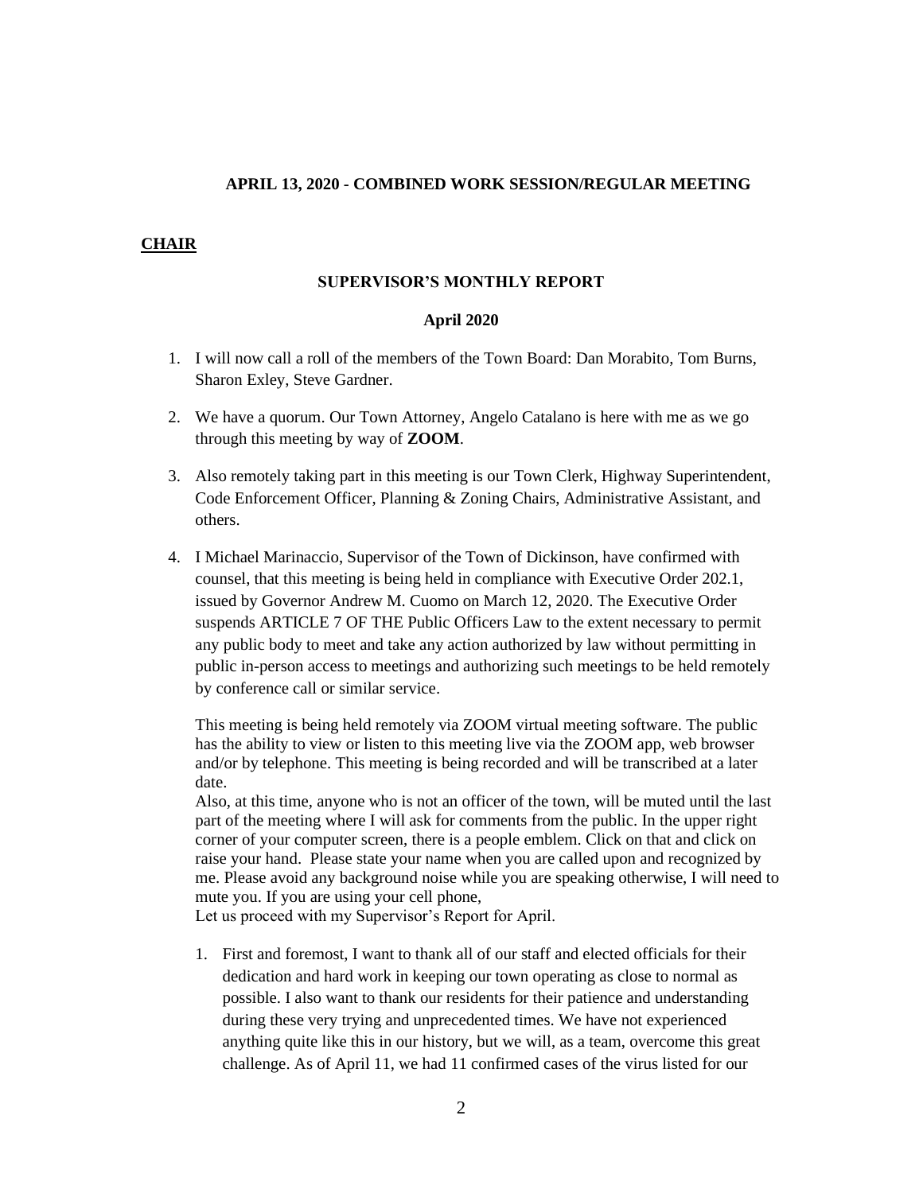**APRIL 13, 2020 - COMBINED WORK SESSION/REGULAR MEETING**

**CHAIR**

**SUPERVISOR'S MONTHLY REPORT**

**April 2020**

1. I will now call a roll of the members of the Town Board: Dan Morabito, Tom Burns, Sharon Exley, Steve Gardner.

2. We have a quorum. Our Town Attorney, Angelo Catalano is here with me as we go through this meeting by way of **ZOOM**.

3. Also remotely taking part in this meeting is our Town Clerk, Highway Superintendent, Code Enforcement Officer, Planning & Zoning Chairs, Administrative Assistant, and others.

4. I Michael Marinaccio, Supervisor of the Town of Dickinson, have confirmed with counsel, that this meeting is being held in compliance with Executive Order 202.1, issued by Governor Andrew M. Cuomo on March 12, 2020. The Executive Order suspends ARTICLE 7 OF THE Public Officers Law to the extent necessary to permit any public body to meet and take any action authorized by law without permitting in public in-person access to meetings and authorizing such meetings to be held remotely by conference call or similar service.

   This meeting is being held remotely via ZOOM virtual meeting software. The public has the ability to view or listen to this meeting live via the ZOOM app, web browser and/or by telephone. This meeting is being recorded and will be transcribed at a later date.
   Also, at this time, anyone who is not an officer of the town, will be muted until the last part of the meeting where I will ask for comments from the public. In the upper right corner of your computer screen, there is a people emblem. Click on that and click on raise your hand. Please state your name when you are called upon and recognized by me. Please avoid any background noise while you are speaking otherwise, I will need to mute you. If you are using your cell phone,
   Let us proceed with my Supervisor's Report for April.

   1. First and foremost, I want to thank all of our staff and elected officials for their dedication and hard work in keeping our town operating as close to normal as possible. I also want to thank our residents for their patience and understanding during these very trying and unprecedented times. We have not experienced anything quite like this in our history, but we will, as a team, overcome this great challenge. As of April 11, we had 11 confirmed cases of the virus listed for our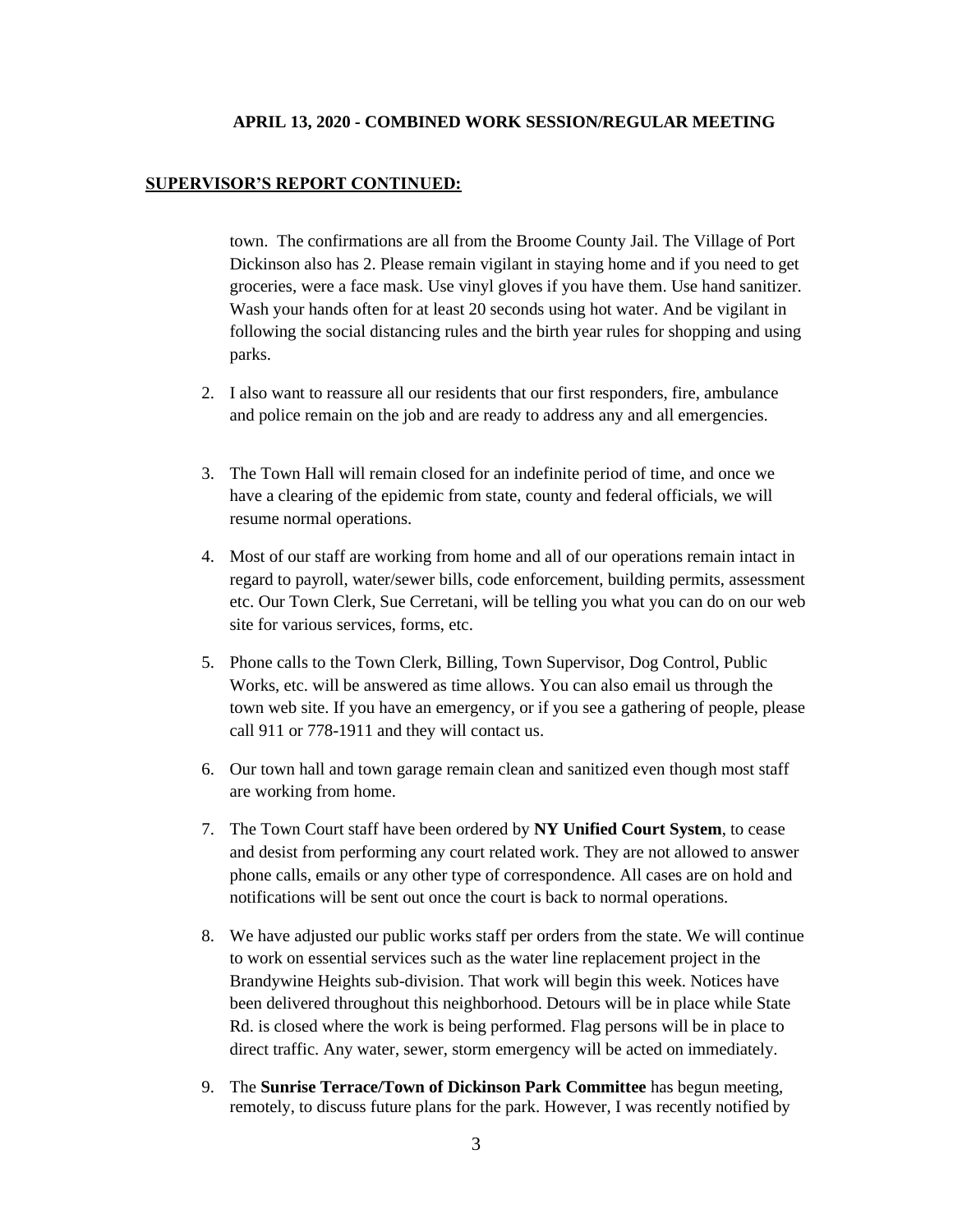**APRIL 13, 2020 - COMBINED WORK SESSION/REGULAR MEETING**

**SUPERVISOR'S REPORT CONTINUED:**

town. The confirmations are all from the Broome County Jail. The Village of Port Dickinson also has 2. Please remain vigilant in staying home and if you need to get groceries, were a face mask. Use vinyl gloves if you have them. Use hand sanitizer. Wash your hands often for at least 20 seconds using hot water. And be vigilant in following the social distancing rules and the birth year rules for shopping and using parks.

2. I also want to reassure all our residents that our first responders, fire, ambulance and police remain on the job and are ready to address any and all emergencies.

3. The Town Hall will remain closed for an indefinite period of time, and once we have a clearing of the epidemic from state, county and federal officials, we will resume normal operations.

4. Most of our staff are working from home and all of our operations remain intact in regard to payroll, water/sewer bills, code enforcement, building permits, assessment etc. Our Town Clerk, Sue Cerretani, will be telling you what you can do on our web site for various services, forms, etc.

5. Phone calls to the Town Clerk, Billing, Town Supervisor, Dog Control, Public Works, etc. will be answered as time allows. You can also email us through the town web site. If you have an emergency, or if you see a gathering of people, please call 911 or 778-1911 and they will contact us.

6. Our town hall and town garage remain clean and sanitized even though most staff are working from home.

7. The Town Court staff have been ordered by **NY Unified Court System**, to cease and desist from performing any court related work. They are not allowed to answer phone calls, emails or any other type of correspondence. All cases are on hold and notifications will be sent out once the court is back to normal operations.

8. We have adjusted our public works staff per orders from the state. We will continue to work on essential services such as the water line replacement project in the Brandywine Heights sub-division. That work will begin this week. Notices have been delivered throughout this neighborhood. Detours will be in place while State Rd. is closed where the work is being performed. Flag persons will be in place to direct traffic. Any water, sewer, storm emergency will be acted on immediately.

9. The **Sunrise Terrace/Town of Dickinson Park Committee** has begun meeting, remotely, to discuss future plans for the park. However, I was recently notified by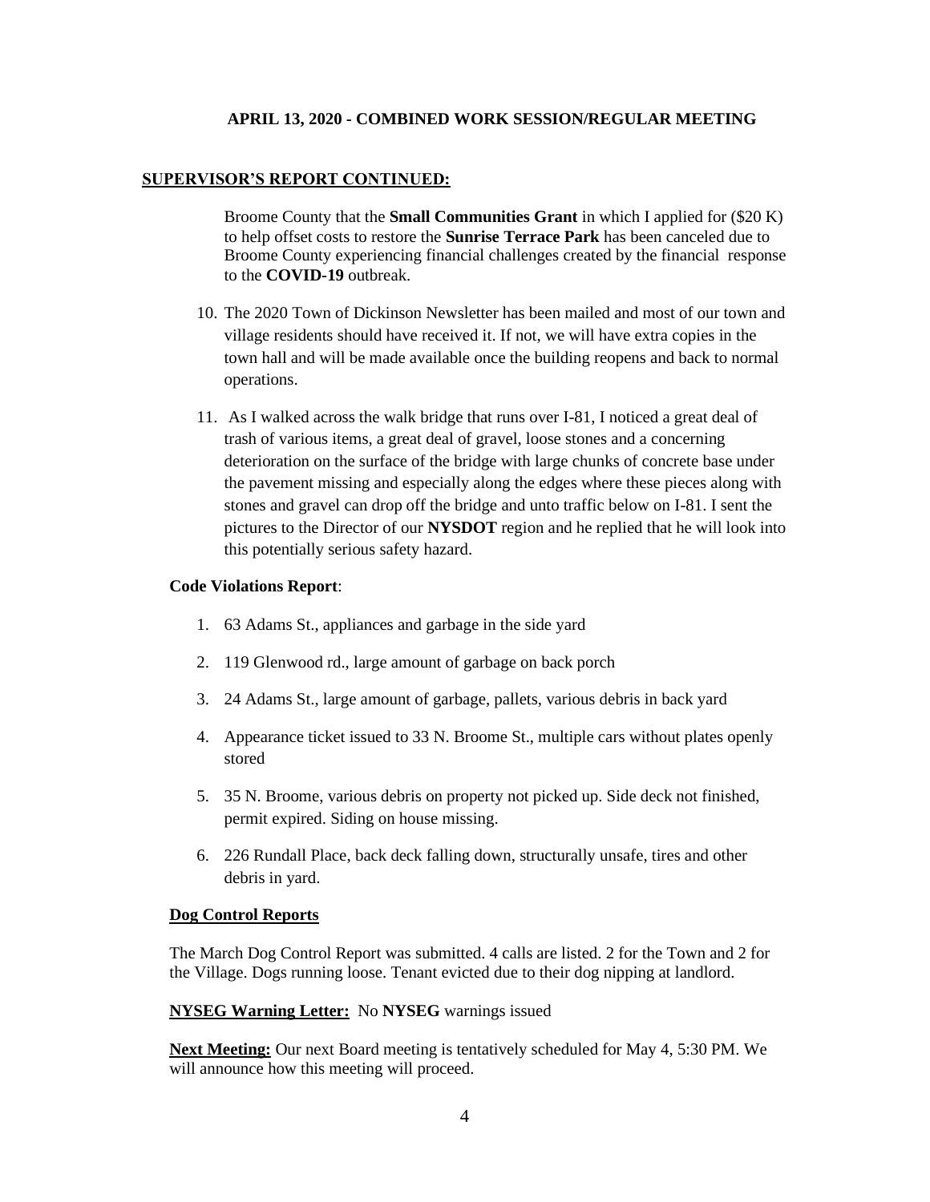**APRIL 13, 2020 - COMBINED WORK SESSION/REGULAR MEETING**

**SUPERVISOR'S REPORT CONTINUED:**

Broome County that the **Small Communities Grant** in which I applied for ($20 K) to help offset costs to restore the **Sunrise Terrace Park** has been canceled due to Broome County experiencing financial challenges created by the financial response to the **COVID-19** outbreak.

10. The 2020 Town of Dickinson Newsletter has been mailed and most of our town and village residents should have received it. If not, we will have extra copies in the town hall and will be made available once the building reopens and back to normal operations.

11. As I walked across the walk bridge that runs over I-81, I noticed a great deal of trash of various items, a great deal of gravel, loose stones and a concerning deterioration on the surface of the bridge with large chunks of concrete base under the pavement missing and especially along the edges where these pieces along with stones and gravel can drop off the bridge and unto traffic below on I-81. I sent the pictures to the Director of our **NYSDOT** region and he replied that he will look into this potentially serious safety hazard.

**Code Violations Report**:

1. 63 Adams St., appliances and garbage in the side yard
2. 119 Glenwood rd., large amount of garbage on back porch
3. 24 Adams St., large amount of garbage, pallets, various debris in back yard
4. Appearance ticket issued to 33 N. Broome St., multiple cars without plates openly stored
5. 35 N. Broome, various debris on property not picked up. Side deck not finished, permit expired. Siding on house missing.
6. 226 Rundall Place, back deck falling down, structurally unsafe, tires and other debris in yard.

**Dog Control Reports**

The March Dog Control Report was submitted. 4 calls are listed. 2 for the Town and 2 for the Village. Dogs running loose. Tenant evicted due to their dog nipping at landlord.

**NYSEG Warning Letter:** No **NYSEG** warnings issued

**Next Meeting:** Our next Board meeting is tentatively scheduled for May 4, 5:30 PM. We will announce how this meeting will proceed.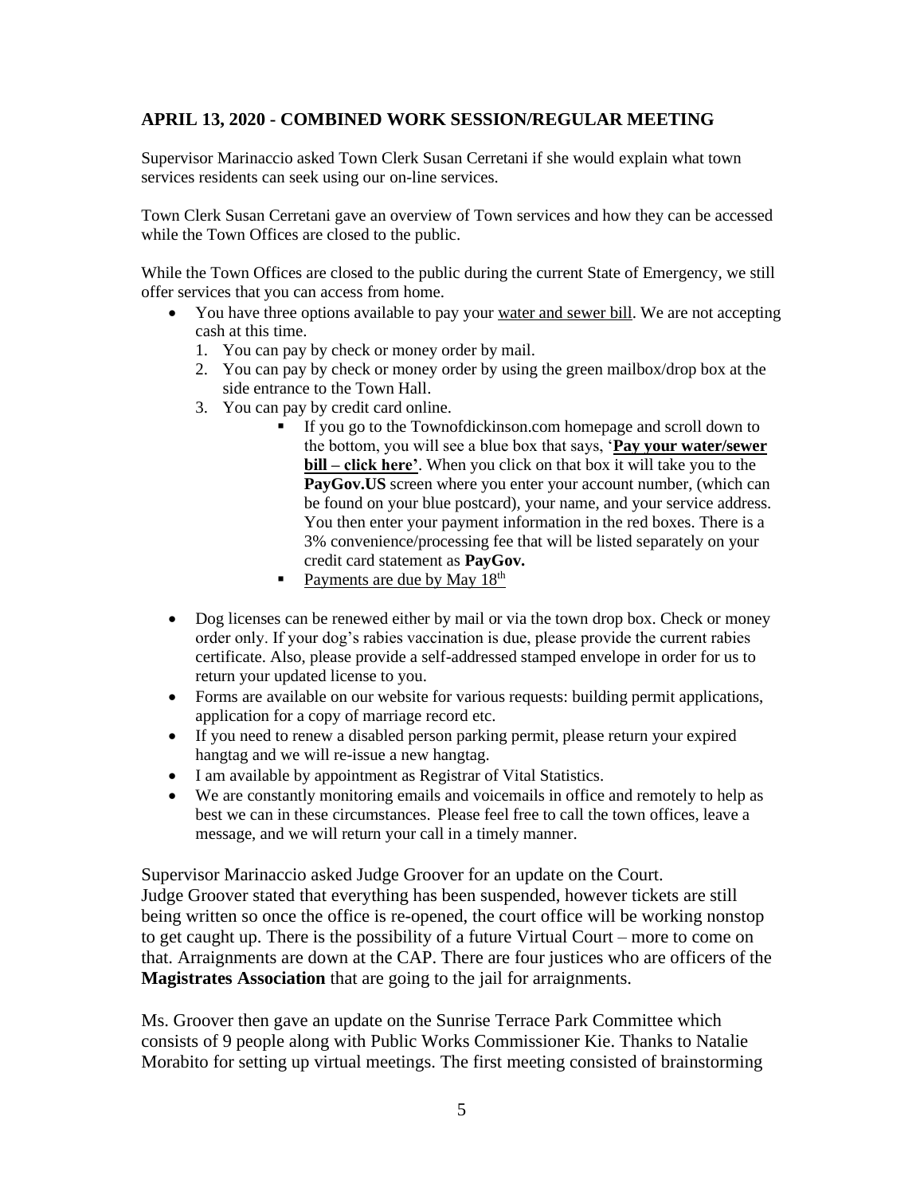### APRIL 13, 2020 - COMBINED WORK SESSION/REGULAR MEETING

Supervisor Marinaccio asked Town Clerk Susan Cerretani if she would explain what town services residents can seek using our on-line services.

Town Clerk Susan Cerretani gave an overview of Town services and how they can be accessed while the Town Offices are closed to the public.

While the Town Offices are closed to the public during the current State of Emergency, we still offer services that you can access from home.

- You have three options available to pay your water and sewer bill. We are not accepting cash at this time.
  1. You can pay by check or money order by mail.
  2. You can pay by check or money order by using the green mailbox/drop box at the side entrance to the Town Hall.
  3. You can pay by credit card online.
     - If you go to the Townofdickinson.com homepage and scroll down to the bottom, you will see a blue box that says, '**Pay your water/sewer bill – click here'**. When you click on that box it will take you to the **PayGov.US** screen where you enter your account number, (which can be found on your blue postcard), your name, and your service address. You then enter your payment information in the red boxes. There is a 3% convenience/processing fee that will be listed separately on your credit card statement as **PayGov.**
     - Payments are due by May 18th
- Dog licenses can be renewed either by mail or via the town drop box. Check or money order only. If your dog's rabies vaccination is due, please provide the current rabies certificate. Also, please provide a self-addressed stamped envelope in order for us to return your updated license to you.
- Forms are available on our website for various requests: building permit applications, application for a copy of marriage record etc.
- If you need to renew a disabled person parking permit, please return your expired hangtag and we will re-issue a new hangtag.
- I am available by appointment as Registrar of Vital Statistics.
- We are constantly monitoring emails and voicemails in office and remotely to help as best we can in these circumstances. Please feel free to call the town offices, leave a message, and we will return your call in a timely manner.

Supervisor Marinaccio asked Judge Groover for an update on the Court.
Judge Groover stated that everything has been suspended, however tickets are still being written so once the office is re-opened, the court office will be working nonstop to get caught up. There is the possibility of a future Virtual Court – more to come on that. Arraignments are down at the CAP. There are four justices who are officers of the **Magistrates Association** that are going to the jail for arraignments.

Ms. Groover then gave an update on the Sunrise Terrace Park Committee which consists of 9 people along with Public Works Commissioner Kie. Thanks to Natalie Morabito for setting up virtual meetings. The first meeting consisted of brainstorming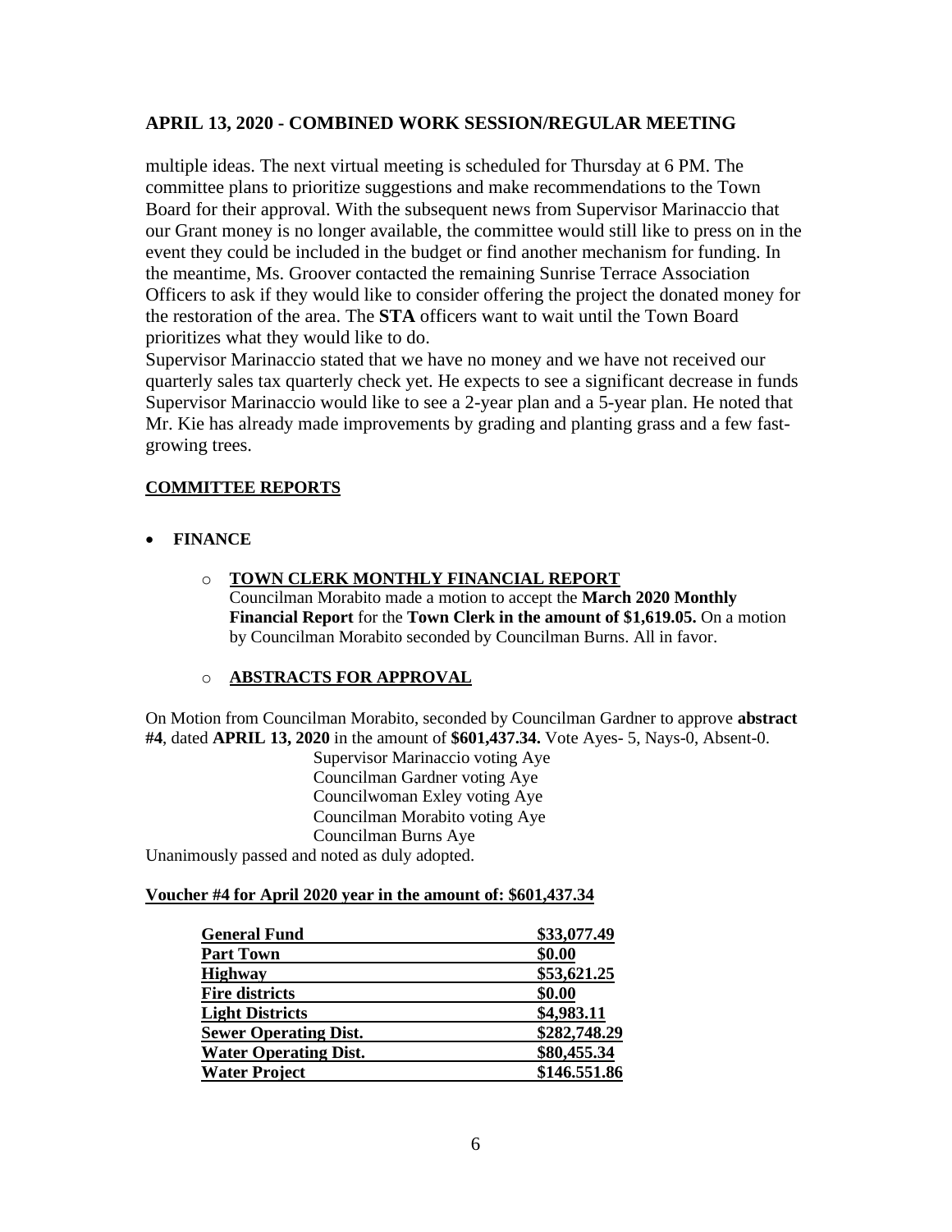## APRIL 13, 2020 - COMBINED WORK SESSION/REGULAR MEETING

multiple ideas. The next virtual meeting is scheduled for Thursday at 6 PM. The committee plans to prioritize suggestions and make recommendations to the Town Board for their approval. With the subsequent news from Supervisor Marinaccio that our Grant money is no longer available, the committee would still like to press on in the event they could be included in the budget or find another mechanism for funding. In the meantime, Ms. Groover contacted the remaining Sunrise Terrace Association Officers to ask if they would like to consider offering the project the donated money for the restoration of the area. The **STA** officers want to wait until the Town Board prioritizes what they would like to do.

Supervisor Marinaccio stated that we have no money and we have not received our quarterly sales tax quarterly check yet. He expects to see a significant decrease in funds Supervisor Marinaccio would like to see a 2-year plan and a 5-year plan. He noted that Mr. Kie has already made improvements by grading and planting grass and a few fast-growing trees.

### COMMITTEE REPORTS

- **FINANCE**
  - **TOWN CLERK MONTHLY FINANCIAL REPORT**
    Councilman Morabito made a motion to accept the **March 2020 Monthly Financial Report** for the **Town Clerk in the amount of $1,619.05.** On a motion by Councilman Morabito seconded by Councilman Burns. All in favor.
  - **ABSTRACTS FOR APPROVAL**

On Motion from Councilman Morabito, seconded by Councilman Gardner to approve **abstract #4**, dated **APRIL 13, 2020** in the amount of **$601,437.34.** Vote Ayes- 5, Nays-0, Absent-0.

Supervisor Marinaccio voting Aye
Councilman Gardner voting Aye
Councilwoman Exley voting Aye
Councilman Morabito voting Aye
Councilman Burns Aye

Unanimously passed and noted as duly adopted.

**Voucher #4 for April 2020 year in the amount of: $601,437.34**

| | |
|---|---|
| **General Fund** | **$33,077.49** |
| **Part Town** | **$0.00** |
| **Highway** | **$53,621.25** |
| **Fire districts** | **$0.00** |
| **Light Districts** | **$4,983.11** |
| **Sewer Operating Dist.** | **$282,748.29** |
| **Water Operating Dist.** | **$80,455.34** |
| **Water Project** | **$146.551.86** |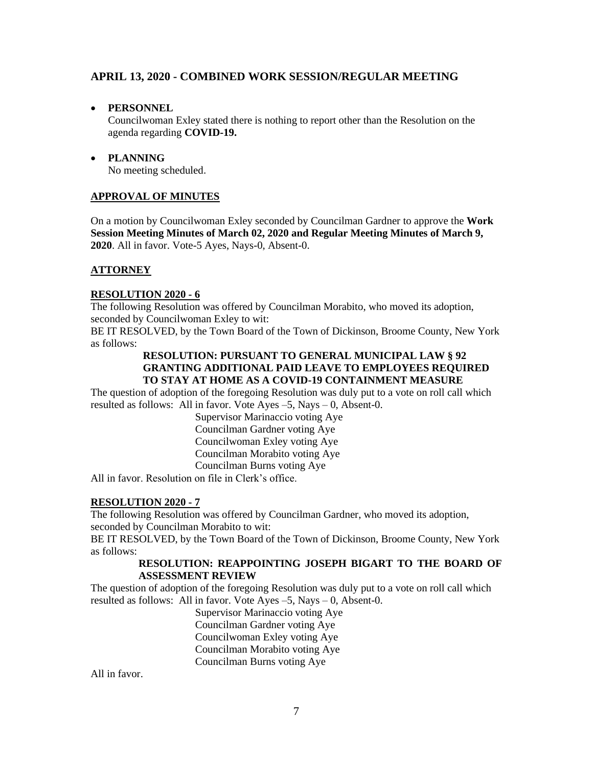## APRIL 13, 2020 - COMBINED WORK SESSION/REGULAR MEETING

- **PERSONNEL**
  Councilwoman Exley stated there is nothing to report other than the Resolution on the agenda regarding **COVID-19.**

- **PLANNING**
  No meeting scheduled.

**APPROVAL OF MINUTES**

On a motion by Councilwoman Exley seconded by Councilman Gardner to approve the **Work Session Meeting Minutes of March 02, 2020 and Regular Meeting Minutes of March 9, 2020**. All in favor. Vote-5 Ayes, Nays-0, Absent-0.

**ATTORNEY**

**RESOLUTION 2020 - 6**

The following Resolution was offered by Councilman Morabito, who moved its adoption, seconded by Councilwoman Exley to wit:

BE IT RESOLVED, by the Town Board of the Town of Dickinson, Broome County, New York as follows:

**RESOLUTION: PURSUANT TO GENERAL MUNICIPAL LAW § 92 GRANTING ADDITIONAL PAID LEAVE TO EMPLOYEES REQUIRED TO STAY AT HOME AS A COVID-19 CONTAINMENT MEASURE**

The question of adoption of the foregoing Resolution was duly put to a vote on roll call which resulted as follows: All in favor. Vote Ayes –5, Nays – 0, Absent-0.

Supervisor Marinaccio voting Aye
Councilman Gardner voting Aye
Councilwoman Exley voting Aye
Councilman Morabito voting Aye
Councilman Burns voting Aye

All in favor. Resolution on file in Clerk's office.

**RESOLUTION 2020 - 7**

The following Resolution was offered by Councilman Gardner, who moved its adoption, seconded by Councilman Morabito to wit:

BE IT RESOLVED, by the Town Board of the Town of Dickinson, Broome County, New York as follows:

**RESOLUTION: REAPPOINTING JOSEPH BIGART TO THE BOARD OF ASSESSMENT REVIEW**

The question of adoption of the foregoing Resolution was duly put to a vote on roll call which resulted as follows: All in favor. Vote Ayes –5, Nays – 0, Absent-0.

Supervisor Marinaccio voting Aye
Councilman Gardner voting Aye
Councilwoman Exley voting Aye
Councilman Morabito voting Aye
Councilman Burns voting Aye

All in favor.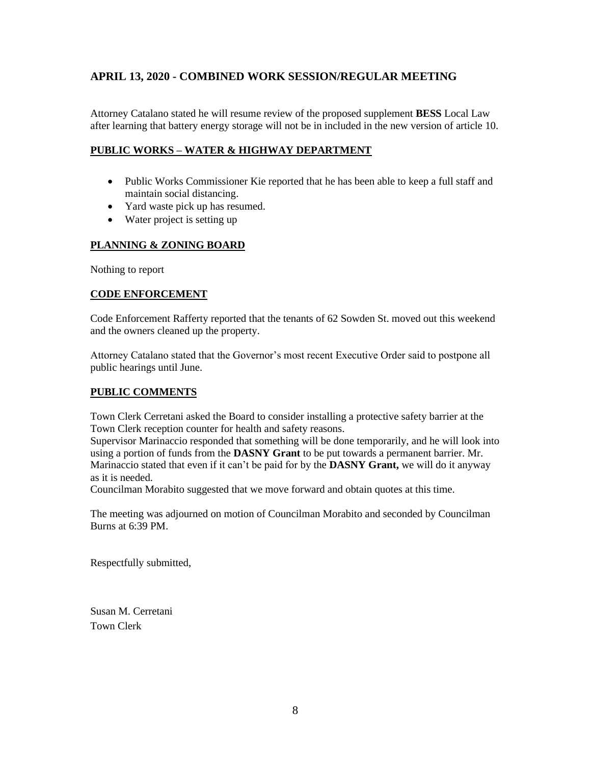## APRIL 13, 2020 - COMBINED WORK SESSION/REGULAR MEETING

Attorney Catalano stated he will resume review of the proposed supplement **BESS** Local Law after learning that battery energy storage will not be in included in the new version of article 10.

### PUBLIC WORKS – WATER & HIGHWAY DEPARTMENT

- Public Works Commissioner Kie reported that he has been able to keep a full staff and maintain social distancing.
- Yard waste pick up has resumed.
- Water project is setting up

### PLANNING & ZONING BOARD

Nothing to report

### CODE ENFORCEMENT

Code Enforcement Rafferty reported that the tenants of 62 Sowden St. moved out this weekend and the owners cleaned up the property.

Attorney Catalano stated that the Governor's most recent Executive Order said to postpone all public hearings until June.

### PUBLIC COMMENTS

Town Clerk Cerretani asked the Board to consider installing a protective safety barrier at the Town Clerk reception counter for health and safety reasons.
Supervisor Marinaccio responded that something will be done temporarily, and he will look into using a portion of funds from the **DASNY Grant** to be put towards a permanent barrier. Mr. Marinaccio stated that even if it can't be paid for by the **DASNY Grant,** we will do it anyway as it is needed.
Councilman Morabito suggested that we move forward and obtain quotes at this time.

The meeting was adjourned on motion of Councilman Morabito and seconded by Councilman Burns at 6:39 PM.

Respectfully submitted,

Susan M. Cerretani
Town Clerk